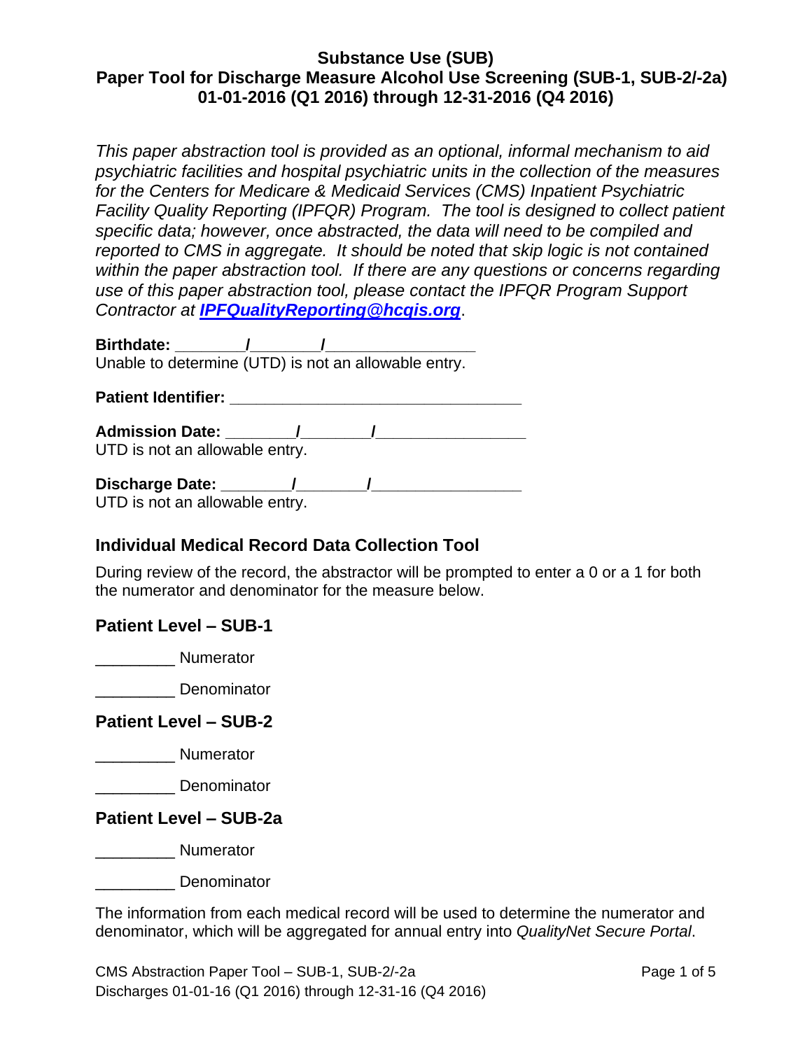# Substance Use (SUB)
# Paper Tool for Discharge Measure Alcohol Use Screening (SUB-1, SUB-2/-2a)
# 01-01-2016 (Q1 2016) through 12-31-2016 (Q4 2016)

*This paper abstraction tool is provided as an optional, informal mechanism to aid psychiatric facilities and hospital psychiatric units in the collection of the measures for the Centers for Medicare & Medicaid Services (CMS) Inpatient Psychiatric Facility Quality Reporting (IPFQR) Program. The tool is designed to collect patient specific data; however, once abstracted, the data will need to be compiled and reported to CMS in aggregate. It should be noted that skip logic is not contained within the paper abstraction tool. If there are any questions or concerns regarding use of this paper abstraction tool, please contact the IPFQR Program Support Contractor at* ***IPFQualityReporting@hcqis.org***.

**Birthdate: \_\_\_\_\_\_\_\_/\_\_\_\_\_\_\_\_/\_\_\_\_\_\_\_\_\_\_\_\_\_\_\_\_\_**
Unable to determine (UTD) is not an allowable entry.

**Patient Identifier: \_\_\_\_\_\_\_\_\_\_\_\_\_\_\_\_\_\_\_\_\_\_\_\_\_\_\_\_\_\_\_\_\_\_**

**Admission Date: \_\_\_\_\_\_\_\_/\_\_\_\_\_\_\_\_/\_\_\_\_\_\_\_\_\_\_\_\_\_\_\_\_\_**
UTD is not an allowable entry.

**Discharge Date: \_\_\_\_\_\_\_\_/\_\_\_\_\_\_\_\_/\_\_\_\_\_\_\_\_\_\_\_\_\_\_\_\_\_**
UTD is not an allowable entry.

## Individual Medical Record Data Collection Tool

During review of the record, the abstractor will be prompted to enter a 0 or a 1 for both the numerator and denominator for the measure below.

### Patient Level – SUB-1

\_\_\_\_\_\_\_\_\_ Numerator

\_\_\_\_\_\_\_\_\_ Denominator

### Patient Level – SUB-2

\_\_\_\_\_\_\_\_\_ Numerator

\_\_\_\_\_\_\_\_\_ Denominator

### Patient Level – SUB-2a

\_\_\_\_\_\_\_\_\_ Numerator

\_\_\_\_\_\_\_\_\_ Denominator

The information from each medical record will be used to determine the numerator and denominator, which will be aggregated for annual entry into *QualityNet Secure Portal*.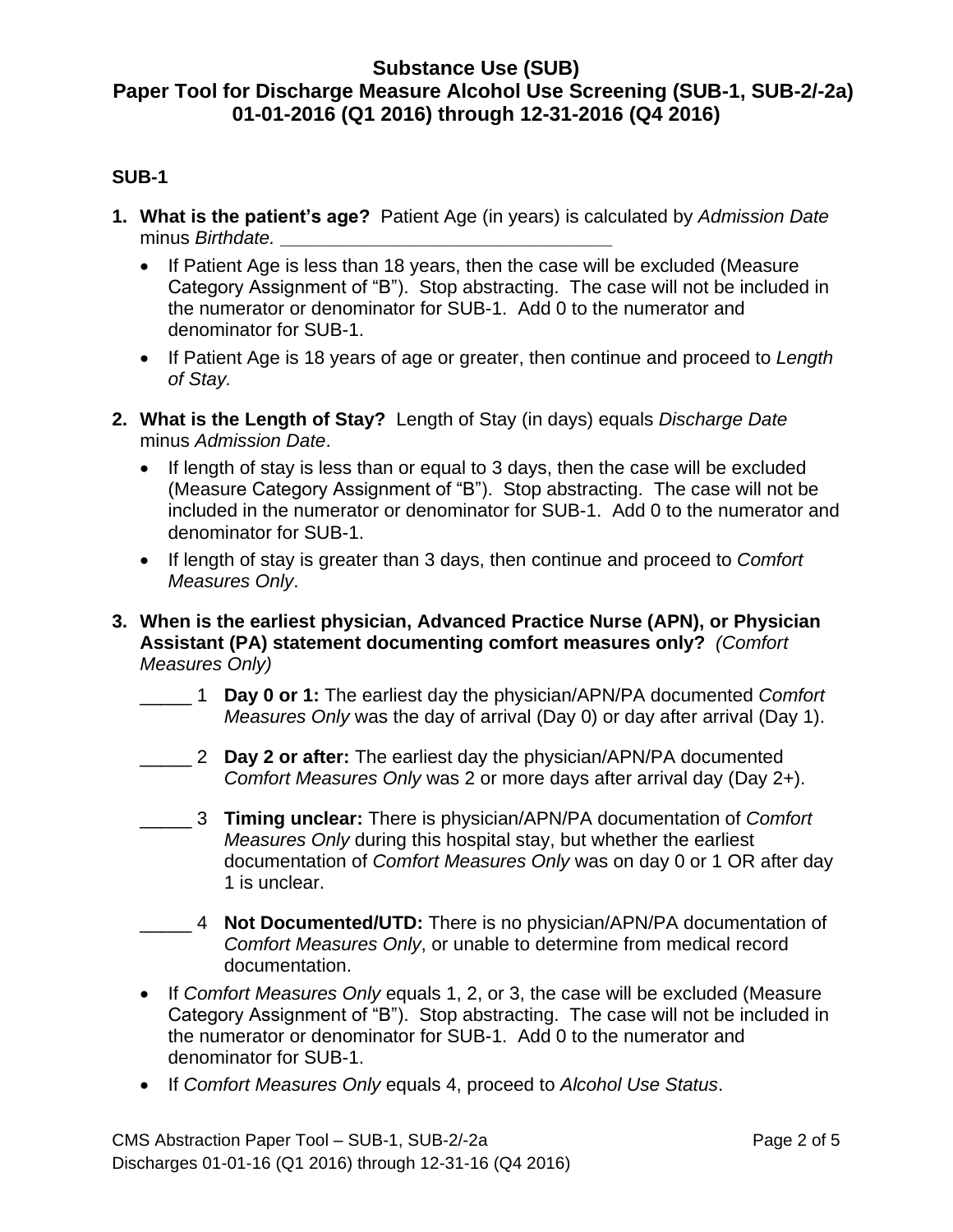# Substance Use (SUB)
## Paper Tool for Discharge Measure Alcohol Use Screening (SUB-1, SUB-2/-2a)
## 01-01-2016 (Q1 2016) through 12-31-2016 (Q4 2016)

### SUB-1

1. **What is the patient's age?** Patient Age (in years) is calculated by *Admission Date* minus *Birthdate.* ________________________________
   - If Patient Age is less than 18 years, then the case will be excluded (Measure Category Assignment of "B"). Stop abstracting. The case will not be included in the numerator or denominator for SUB-1. Add 0 to the numerator and denominator for SUB-1.
   - If Patient Age is 18 years of age or greater, then continue and proceed to *Length of Stay.*

2. **What is the Length of Stay?** Length of Stay (in days) equals *Discharge Date* minus *Admission Date*.
   - If length of stay is less than or equal to 3 days, then the case will be excluded (Measure Category Assignment of "B"). Stop abstracting. The case will not be included in the numerator or denominator for SUB-1. Add 0 to the numerator and denominator for SUB-1.
   - If length of stay is greater than 3 days, then continue and proceed to *Comfort Measures Only*.

3. **When is the earliest physician, Advanced Practice Nurse (APN), or Physician Assistant (PA) statement documenting comfort measures only?** *(Comfort Measures Only)*

   _____ 1 **Day 0 or 1:** The earliest day the physician/APN/PA documented *Comfort Measures Only* was the day of arrival (Day 0) or day after arrival (Day 1).

   _____ 2 **Day 2 or after:** The earliest day the physician/APN/PA documented *Comfort Measures Only* was 2 or more days after arrival day (Day 2+).

   _____ 3 **Timing unclear:** There is physician/APN/PA documentation of *Comfort Measures Only* during this hospital stay, but whether the earliest documentation of *Comfort Measures Only* was on day 0 or 1 OR after day 1 is unclear.

   _____ 4 **Not Documented/UTD:** There is no physician/APN/PA documentation of *Comfort Measures Only*, or unable to determine from medical record documentation.

   - If *Comfort Measures Only* equals 1, 2, or 3, the case will be excluded (Measure Category Assignment of "B"). Stop abstracting. The case will not be included in the numerator or denominator for SUB-1. Add 0 to the numerator and denominator for SUB-1.
   - If *Comfort Measures Only* equals 4, proceed to *Alcohol Use Status*.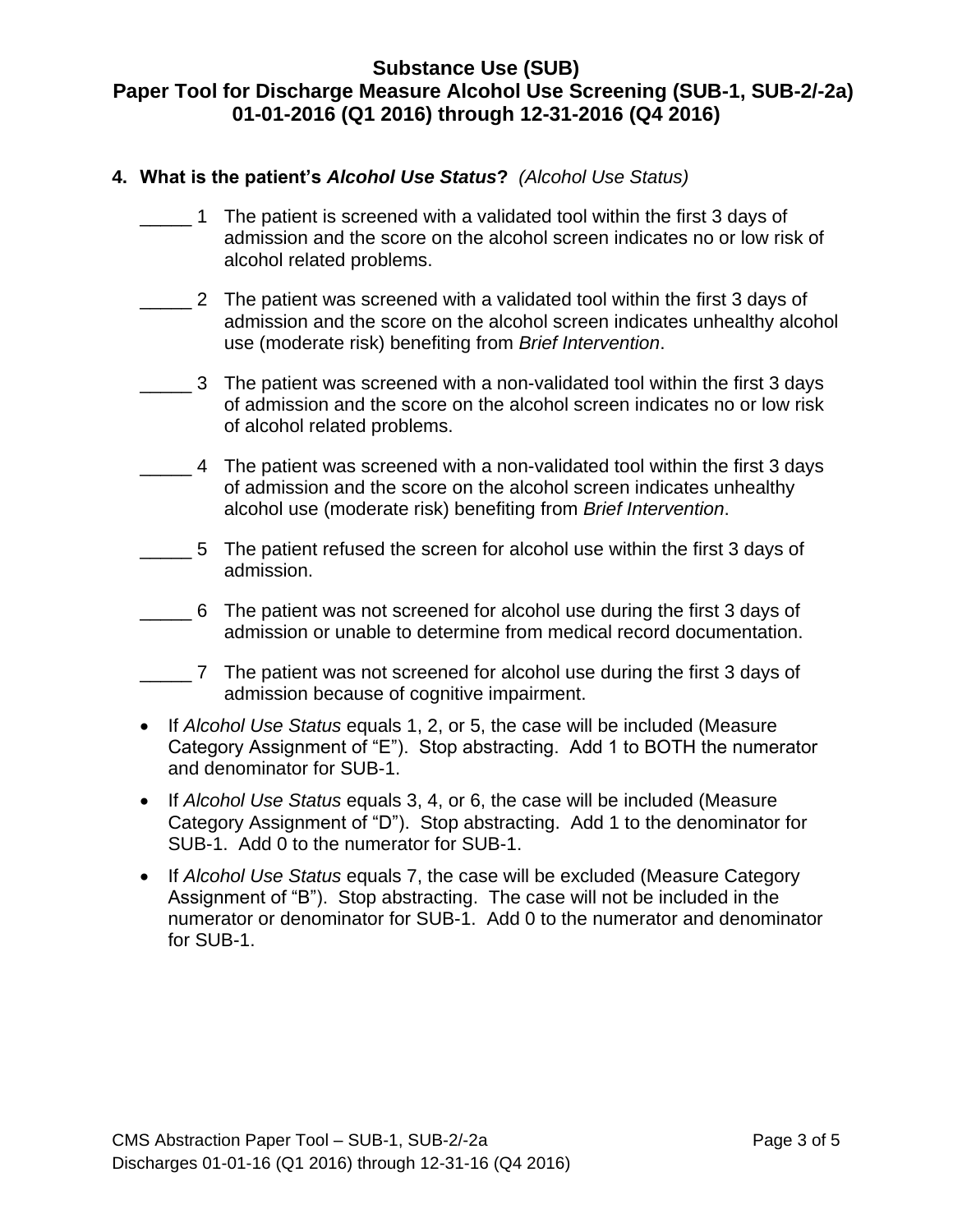**4. What is the patient's *Alcohol Use Status*?** *(Alcohol Use Status)*

_____ 1 The patient is screened with a validated tool within the first 3 days of admission and the score on the alcohol screen indicates no or low risk of alcohol related problems.

_____ 2 The patient was screened with a validated tool within the first 3 days of admission and the score on the alcohol screen indicates unhealthy alcohol use (moderate risk) benefiting from *Brief Intervention*.

_____ 3 The patient was screened with a non-validated tool within the first 3 days of admission and the score on the alcohol screen indicates no or low risk of alcohol related problems.

_____ 4 The patient was screened with a non-validated tool within the first 3 days of admission and the score on the alcohol screen indicates unhealthy alcohol use (moderate risk) benefiting from *Brief Intervention*.

_____ 5 The patient refused the screen for alcohol use within the first 3 days of admission.

_____ 6 The patient was not screened for alcohol use during the first 3 days of admission or unable to determine from medical record documentation.

_____ 7 The patient was not screened for alcohol use during the first 3 days of admission because of cognitive impairment.

- If *Alcohol Use Status* equals 1, 2, or 5, the case will be included (Measure Category Assignment of "E"). Stop abstracting. Add 1 to BOTH the numerator and denominator for SUB-1.
- If *Alcohol Use Status* equals 3, 4, or 6, the case will be included (Measure Category Assignment of "D"). Stop abstracting. Add 1 to the denominator for SUB-1. Add 0 to the numerator for SUB-1.
- If *Alcohol Use Status* equals 7, the case will be excluded (Measure Category Assignment of "B"). Stop abstracting. The case will not be included in the numerator or denominator for SUB-1. Add 0 to the numerator and denominator for SUB-1.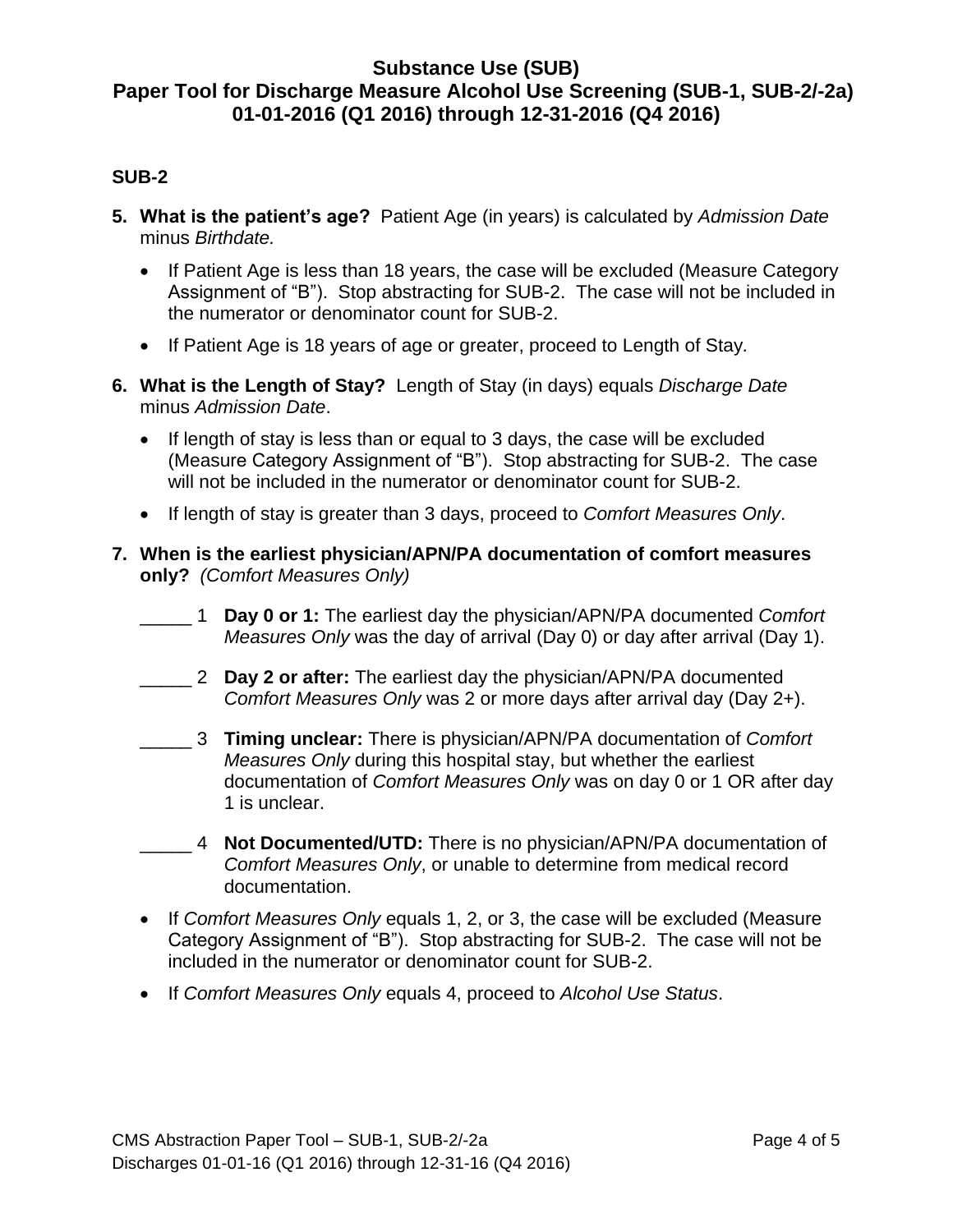## Substance Use (SUB)
## Paper Tool for Discharge Measure Alcohol Use Screening (SUB-1, SUB-2/-2a)
## 01-01-2016 (Q1 2016) through 12-31-2016 (Q4 2016)

### SUB-2

5. **What is the patient's age?** Patient Age (in years) is calculated by *Admission Date* minus *Birthdate.*

   - If Patient Age is less than 18 years, the case will be excluded (Measure Category Assignment of "B"). Stop abstracting for SUB-2. The case will not be included in the numerator or denominator count for SUB-2.
   - If Patient Age is 18 years of age or greater, proceed to Length of Stay*.*

6. **What is the Length of Stay?** Length of Stay (in days) equals *Discharge Date* minus *Admission Date*.

   - If length of stay is less than or equal to 3 days, the case will be excluded (Measure Category Assignment of "B"). Stop abstracting for SUB-2. The case will not be included in the numerator or denominator count for SUB-2.
   - If length of stay is greater than 3 days, proceed to *Comfort Measures Only*.

7. **When is the earliest physician/APN/PA documentation of comfort measures only?** *(Comfort Measures Only)*

   _____ 1 **Day 0 or 1:** The earliest day the physician/APN/PA documented *Comfort Measures Only* was the day of arrival (Day 0) or day after arrival (Day 1).

   _____ 2 **Day 2 or after:** The earliest day the physician/APN/PA documented *Comfort Measures Only* was 2 or more days after arrival day (Day 2+).

   _____ 3 **Timing unclear:** There is physician/APN/PA documentation of *Comfort Measures Only* during this hospital stay, but whether the earliest documentation of *Comfort Measures Only* was on day 0 or 1 OR after day 1 is unclear.

   _____ 4 **Not Documented/UTD:** There is no physician/APN/PA documentation of *Comfort Measures Only*, or unable to determine from medical record documentation.

   - If *Comfort Measures Only* equals 1, 2, or 3, the case will be excluded (Measure Category Assignment of "B"). Stop abstracting for SUB-2. The case will not be included in the numerator or denominator count for SUB-2.
   - If *Comfort Measures Only* equals 4, proceed to *Alcohol Use Status*.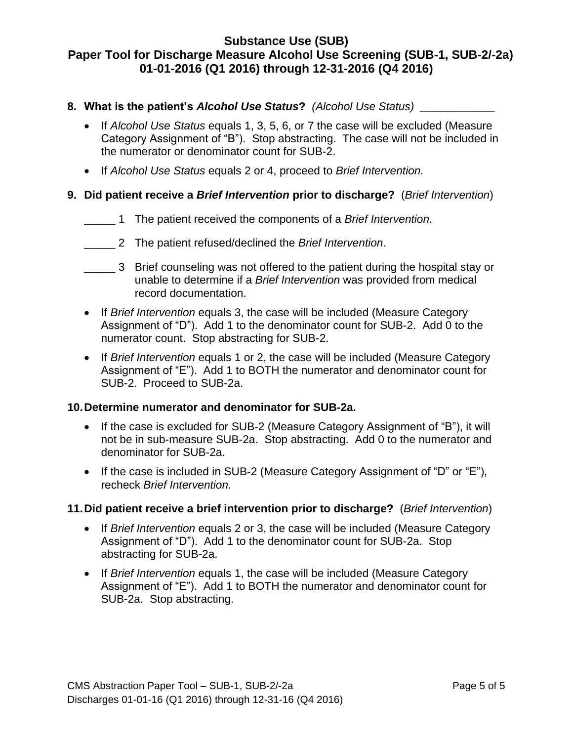# Substance Use (SUB)

## Paper Tool for Discharge Measure Alcohol Use Screening (SUB-1, SUB-2/-2a) 01-01-2016 (Q1 2016) through 12-31-2016 (Q4 2016)

**8. What is the patient's *Alcohol Use Status*?** *(Alcohol Use Status)* ____________

- If *Alcohol Use Status* equals 1, 3, 5, 6, or 7 the case will be excluded (Measure Category Assignment of "B"). Stop abstracting. The case will not be included in the numerator or denominator count for SUB-2.
- If *Alcohol Use Status* equals 2 or 4, proceed to *Brief Intervention.*

**9. Did patient receive a *Brief Intervention* prior to discharge?** (*Brief Intervention*)

_____ 1 The patient received the components of a *Brief Intervention*.

_____ 2 The patient refused/declined the *Brief Intervention*.

_____ 3 Brief counseling was not offered to the patient during the hospital stay or unable to determine if a *Brief Intervention* was provided from medical record documentation.

- If *Brief Intervention* equals 3, the case will be included (Measure Category Assignment of "D"). Add 1 to the denominator count for SUB-2. Add 0 to the numerator count. Stop abstracting for SUB-2.
- If *Brief Intervention* equals 1 or 2, the case will be included (Measure Category Assignment of "E"). Add 1 to BOTH the numerator and denominator count for SUB-2. Proceed to SUB-2a.

**10. Determine numerator and denominator for SUB-2a.**

- If the case is excluded for SUB-2 (Measure Category Assignment of "B"), it will not be in sub-measure SUB-2a. Stop abstracting. Add 0 to the numerator and denominator for SUB-2a.
- If the case is included in SUB-2 (Measure Category Assignment of "D" or "E"), recheck *Brief Intervention.*

**11. Did patient receive a brief intervention prior to discharge?** (*Brief Intervention*)

- If *Brief Intervention* equals 2 or 3, the case will be included (Measure Category Assignment of "D"). Add 1 to the denominator count for SUB-2a. Stop abstracting for SUB-2a.
- If *Brief Intervention* equals 1, the case will be included (Measure Category Assignment of "E"). Add 1 to BOTH the numerator and denominator count for SUB-2a. Stop abstracting.